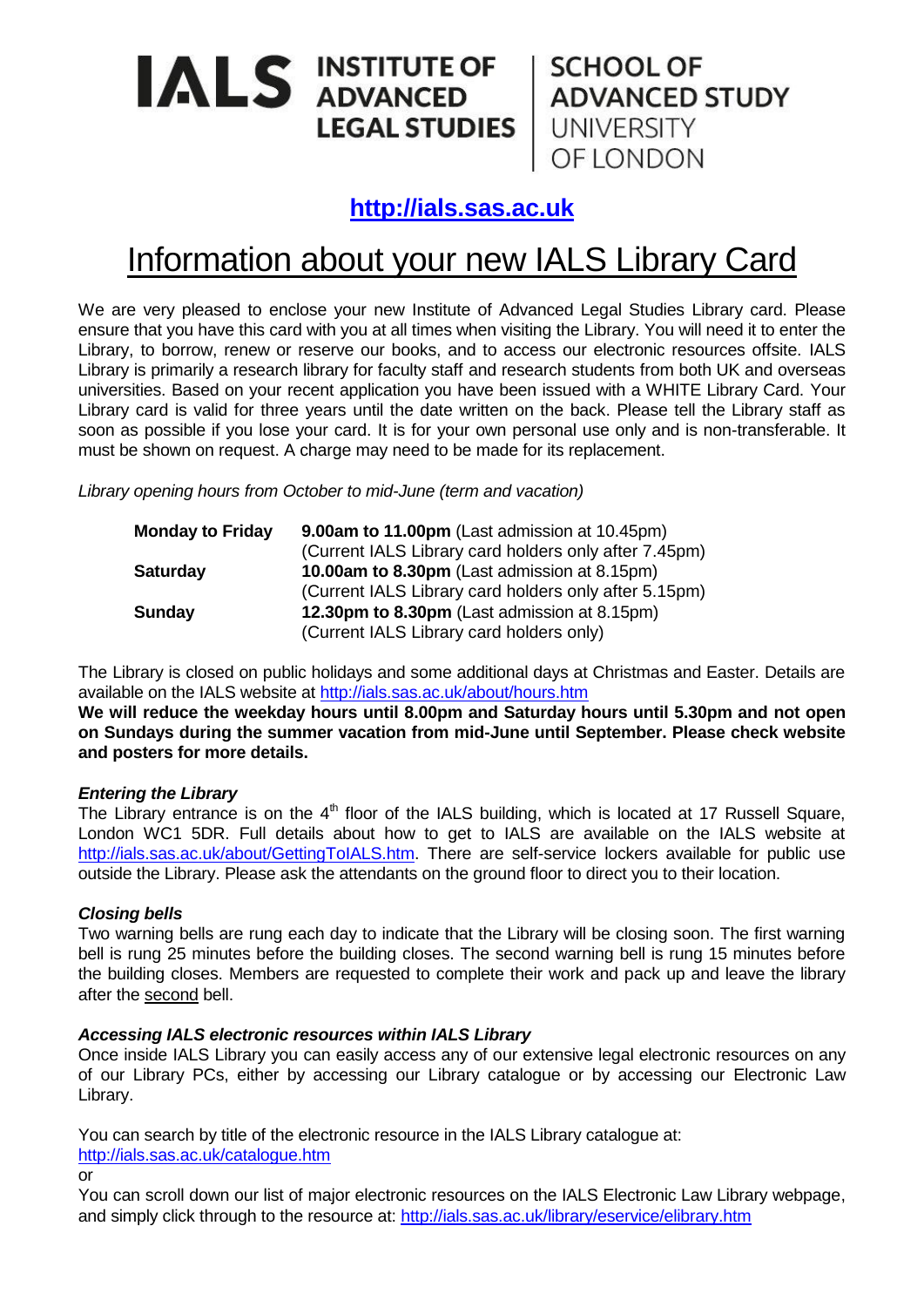**IALS INSTITUTE OF ADVANCED LEGAL STUDIES** | **SCHOOL OF ADVANCED STUDY** UNIVERSITY OF LONDON

**http://ials.sas.ac.uk**

# Information about your new IALS Library Card

We are very pleased to enclose your new Institute of Advanced Legal Studies Library card. Please ensure that you have this card with you at all times when visiting the Library. You will need it to enter the Library, to borrow, renew or reserve our books, and to access our electronic resources offsite. IALS Library is primarily a research library for faculty staff and research students from both UK and overseas universities. Based on your recent application you have been issued with a WHITE Library Card. Your Library card is valid for three years until the date written on the back. Please tell the Library staff as soon as possible if you lose your card. It is for your own personal use only and is non-transferable. It must be shown on request. A charge may need to be made for its replacement.

*Library opening hours from October to mid-June (term and vacation)*

| | |
|---|---|
| **Monday to Friday** | **9.00am to 11.00pm** (Last admission at 10.45pm) (Current IALS Library card holders only after 7.45pm) |
| **Saturday** | **10.00am to 8.30pm** (Last admission at 8.15pm) (Current IALS Library card holders only after 5.15pm) |
| **Sunday** | **12.30pm to 8.30pm** (Last admission at 8.15pm) (Current IALS Library card holders only) |

The Library is closed on public holidays and some additional days at Christmas and Easter. Details are available on the IALS website at http://ials.sas.ac.uk/about/hours.htm

**We will reduce the weekday hours until 8.00pm and Saturday hours until 5.30pm and not open on Sundays during the summer vacation from mid-June until September. Please check website and posters for more details.**

***Entering the Library***

The Library entrance is on the 4th floor of the IALS building, which is located at 17 Russell Square, London WC1 5DR. Full details about how to get to IALS are available on the IALS website at http://ials.sas.ac.uk/about/GettingToIALS.htm. There are self-service lockers available for public use outside the Library. Please ask the attendants on the ground floor to direct you to their location.

***Closing bells***

Two warning bells are rung each day to indicate that the Library will be closing soon. The first warning bell is rung 25 minutes before the building closes. The second warning bell is rung 15 minutes before the building closes. Members are requested to complete their work and pack up and leave the library after the second bell.

***Accessing IALS electronic resources within IALS Library***

Once inside IALS Library you can easily access any of our extensive legal electronic resources on any of our Library PCs, either by accessing our Library catalogue or by accessing our Electronic Law Library.

You can search by title of the electronic resource in the IALS Library catalogue at:
http://ials.sas.ac.uk/catalogue.htm

or

You can scroll down our list of major electronic resources on the IALS Electronic Law Library webpage, and simply click through to the resource at: http://ials.sas.ac.uk/library/eservice/elibrary.htm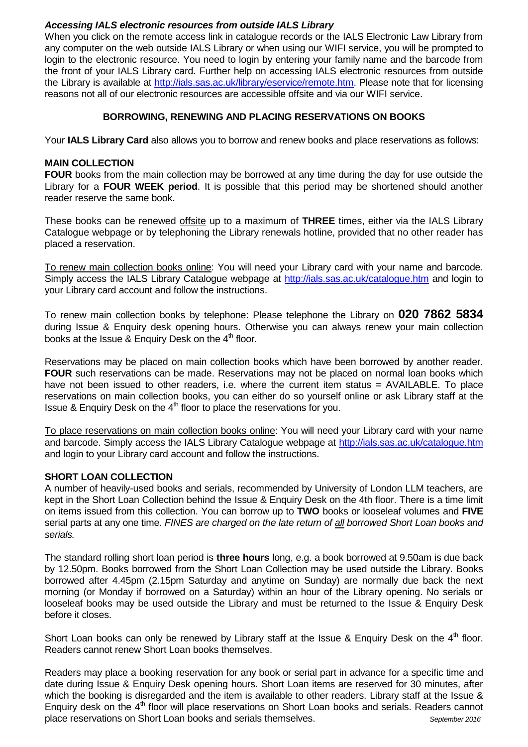### *Accessing IALS electronic resources from outside IALS Library*

When you click on the remote access link in catalogue records or the IALS Electronic Law Library from any computer on the web outside IALS Library or when using our WIFI service, you will be prompted to login to the electronic resource. You need to login by entering your family name and the barcode from the front of your IALS Library card. Further help on accessing IALS electronic resources from outside the Library is available at http://ials.sas.ac.uk/library/eservice/remote.htm. Please note that for licensing reasons not all of our electronic resources are accessible offsite and via our WIFI service.

## BORROWING, RENEWING AND PLACING RESERVATIONS ON BOOKS

Your **IALS Library Card** also allows you to borrow and renew books and place reservations as follows:

### MAIN COLLECTION

**FOUR** books from the main collection may be borrowed at any time during the day for use outside the Library for a **FOUR WEEK period**. It is possible that this period may be shortened should another reader reserve the same book.

These books can be renewed offsite up to a maximum of **THREE** times, either via the IALS Library Catalogue webpage or by telephoning the Library renewals hotline, provided that no other reader has placed a reservation.

To renew main collection books online: You will need your Library card with your name and barcode. Simply access the IALS Library Catalogue webpage at http://ials.sas.ac.uk/catalogue.htm and login to your Library card account and follow the instructions.

To renew main collection books by telephone: Please telephone the Library on **020 7862 5834** during Issue & Enquiry desk opening hours. Otherwise you can always renew your main collection books at the Issue & Enquiry Desk on the 4th floor.

Reservations may be placed on main collection books which have been borrowed by another reader. **FOUR** such reservations can be made. Reservations may not be placed on normal loan books which have not been issued to other readers, i.e. where the current item status = AVAILABLE. To place reservations on main collection books, you can either do so yourself online or ask Library staff at the Issue & Enquiry Desk on the 4th floor to place the reservations for you.

To place reservations on main collection books online: You will need your Library card with your name and barcode. Simply access the IALS Library Catalogue webpage at http://ials.sas.ac.uk/catalogue.htm and login to your Library card account and follow the instructions.

### SHORT LOAN COLLECTION

A number of heavily-used books and serials, recommended by University of London LLM teachers, are kept in the Short Loan Collection behind the Issue & Enquiry Desk on the 4th floor. There is a time limit on items issued from this collection. You can borrow up to **TWO** books or looseleaf volumes and **FIVE** serial parts at any one time. *FINES are charged on the late return of all borrowed Short Loan books and serials.*

The standard rolling short loan period is **three hours** long, e.g. a book borrowed at 9.50am is due back by 12.50pm. Books borrowed from the Short Loan Collection may be used outside the Library. Books borrowed after 4.45pm (2.15pm Saturday and anytime on Sunday) are normally due back the next morning (or Monday if borrowed on a Saturday) within an hour of the Library opening. No serials or looseleaf books may be used outside the Library and must be returned to the Issue & Enquiry Desk before it closes.

Short Loan books can only be renewed by Library staff at the Issue & Enquiry Desk on the 4th floor. Readers cannot renew Short Loan books themselves.

Readers may place a booking reservation for any book or serial part in advance for a specific time and date during Issue & Enquiry Desk opening hours. Short Loan items are reserved for 30 minutes, after which the booking is disregarded and the item is available to other readers. Library staff at the Issue & Enquiry desk on the 4th floor will place reservations on Short Loan books and serials. Readers cannot place reservations on Short Loan books and serials themselves.

*September 2016*